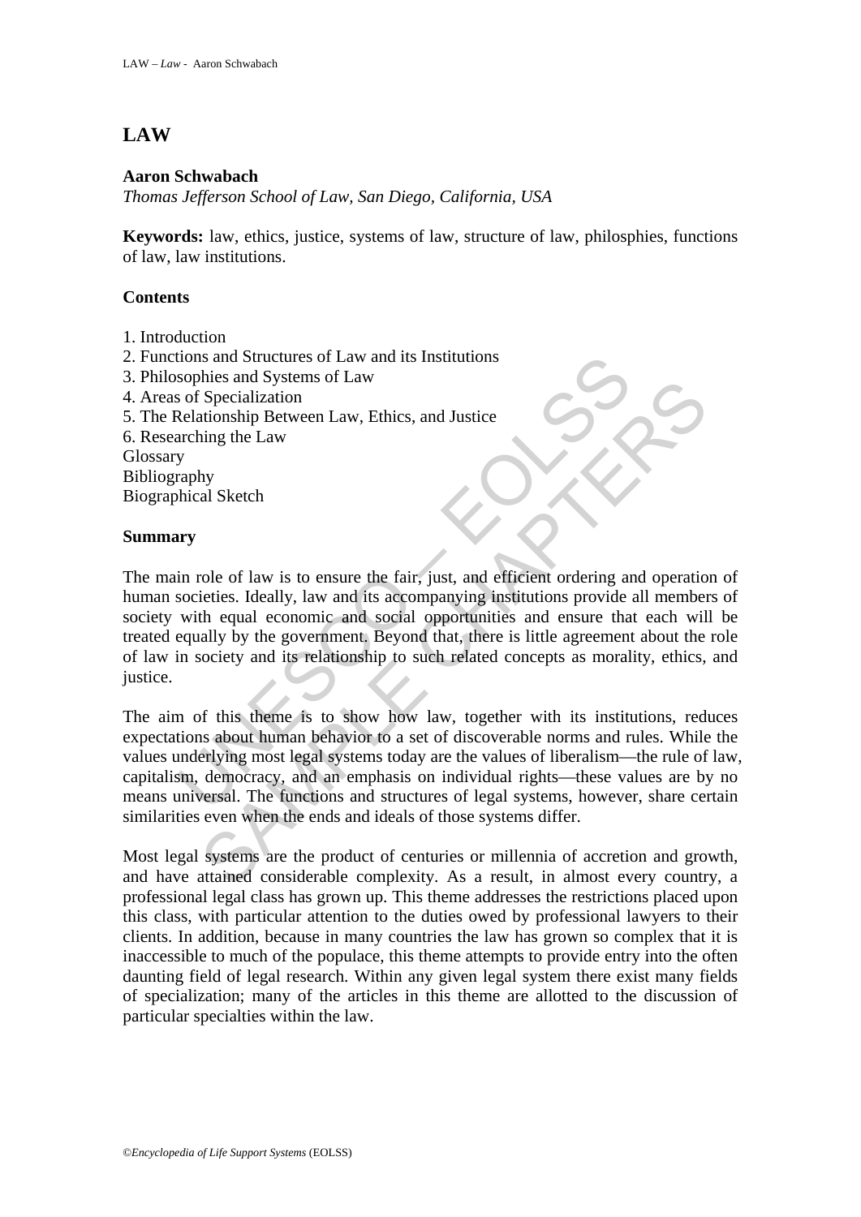# LAW

**Aaron Schwabach**

*Thomas Jefferson School of Law, San Diego, California, USA*

**Keywords:** law, ethics, justice, systems of law, structure of law, philosphies, functions of law, law institutions.

## Contents

1. Introduction
2. Functions and Structures of Law and its Institutions
3. Philosophies and Systems of Law
4. Areas of Specialization
5. The Relationship Between Law, Ethics, and Justice
6. Researching the Law

Glossary
Bibliography
Biographical Sketch

## Summary

The main role of law is to ensure the fair, just, and efficient ordering and operation of human societies. Ideally, law and its accompanying institutions provide all members of society with equal economic and social opportunities and ensure that each will be treated equally by the government. Beyond that, there is little agreement about the role of law in society and its relationship to such related concepts as morality, ethics, and justice.

The aim of this theme is to show how law, together with its institutions, reduces expectations about human behavior to a set of discoverable norms and rules. While the values underlying most legal systems today are the values of liberalism—the rule of law, capitalism, democracy, and an emphasis on individual rights—these values are by no means universal. The functions and structures of legal systems, however, share certain similarities even when the ends and ideals of those systems differ.

Most legal systems are the product of centuries or millennia of accretion and growth, and have attained considerable complexity. As a result, in almost every country, a professional legal class has grown up. This theme addresses the restrictions placed upon this class, with particular attention to the duties owed by professional lawyers to their clients. In addition, because in many countries the law has grown so complex that it is inaccessible to much of the populace, this theme attempts to provide entry into the often daunting field of legal research. Within any given legal system there exist many fields of specialization; many of the articles in this theme are allotted to the discussion of particular specialties within the law.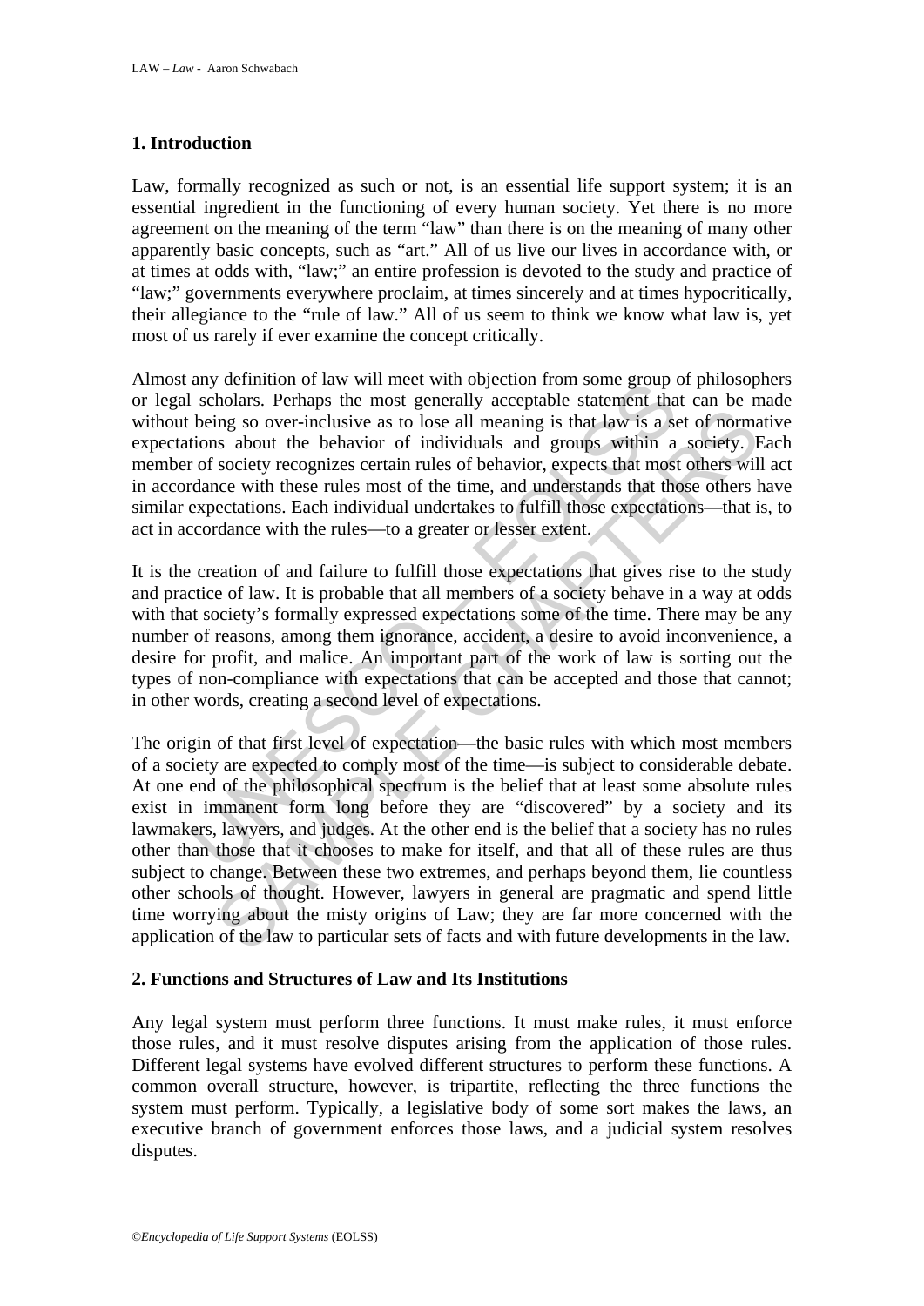## 1. Introduction

Law, formally recognized as such or not, is an essential life support system; it is an essential ingredient in the functioning of every human society. Yet there is no more agreement on the meaning of the term "law" than there is on the meaning of many other apparently basic concepts, such as "art." All of us live our lives in accordance with, or at times at odds with, "law;" an entire profession is devoted to the study and practice of "law;" governments everywhere proclaim, at times sincerely and at times hypocritically, their allegiance to the "rule of law." All of us seem to think we know what law is, yet most of us rarely if ever examine the concept critically.

Almost any definition of law will meet with objection from some group of philosophers or legal scholars. Perhaps the most generally acceptable statement that can be made without being so over-inclusive as to lose all meaning is that law is a set of normative expectations about the behavior of individuals and groups within a society. Each member of society recognizes certain rules of behavior, expects that most others will act in accordance with these rules most of the time, and understands that those others have similar expectations. Each individual undertakes to fulfill those expectations—that is, to act in accordance with the rules—to a greater or lesser extent.

It is the creation of and failure to fulfill those expectations that gives rise to the study and practice of law. It is probable that all members of a society behave in a way at odds with that society's formally expressed expectations some of the time. There may be any number of reasons, among them ignorance, accident, a desire to avoid inconvenience, a desire for profit, and malice. An important part of the work of law is sorting out the types of non-compliance with expectations that can be accepted and those that cannot; in other words, creating a second level of expectations.

The origin of that first level of expectation—the basic rules with which most members of a society are expected to comply most of the time—is subject to considerable debate. At one end of the philosophical spectrum is the belief that at least some absolute rules exist in immanent form long before they are "discovered" by a society and its lawmakers, lawyers, and judges. At the other end is the belief that a society has no rules other than those that it chooses to make for itself, and that all of these rules are thus subject to change. Between these two extremes, and perhaps beyond them, lie countless other schools of thought. However, lawyers in general are pragmatic and spend little time worrying about the misty origins of Law; they are far more concerned with the application of the law to particular sets of facts and with future developments in the law.

## 2. Functions and Structures of Law and Its Institutions

Any legal system must perform three functions. It must make rules, it must enforce those rules, and it must resolve disputes arising from the application of those rules. Different legal systems have evolved different structures to perform these functions. A common overall structure, however, is tripartite, reflecting the three functions the system must perform. Typically, a legislative body of some sort makes the laws, an executive branch of government enforces those laws, and a judicial system resolves disputes.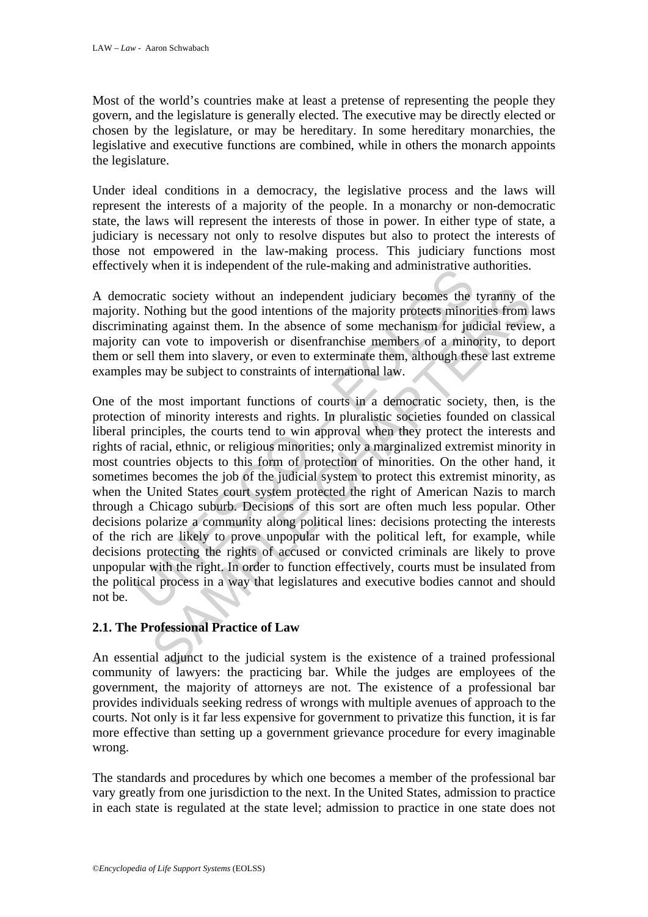Most of the world's countries make at least a pretense of representing the people they govern, and the legislature is generally elected. The executive may be directly elected or chosen by the legislature, or may be hereditary. In some hereditary monarchies, the legislative and executive functions are combined, while in others the monarch appoints the legislature.

Under ideal conditions in a democracy, the legislative process and the laws will represent the interests of a majority of the people. In a monarchy or non-democratic state, the laws will represent the interests of those in power. In either type of state, a judiciary is necessary not only to resolve disputes but also to protect the interests of those not empowered in the law-making process. This judiciary functions most effectively when it is independent of the rule-making and administrative authorities.

A democratic society without an independent judiciary becomes the tyranny of the majority. Nothing but the good intentions of the majority protects minorities from laws discriminating against them. In the absence of some mechanism for judicial review, a majority can vote to impoverish or disenfranchise members of a minority, to deport them or sell them into slavery, or even to exterminate them, although these last extreme examples may be subject to constraints of international law.

One of the most important functions of courts in a democratic society, then, is the protection of minority interests and rights. In pluralistic societies founded on classical liberal principles, the courts tend to win approval when they protect the interests and rights of racial, ethnic, or religious minorities; only a marginalized extremist minority in most countries objects to this form of protection of minorities. On the other hand, it sometimes becomes the job of the judicial system to protect this extremist minority, as when the United States court system protected the right of American Nazis to march through a Chicago suburb. Decisions of this sort are often much less popular. Other decisions polarize a community along political lines: decisions protecting the interests of the rich are likely to prove unpopular with the political left, for example, while decisions protecting the rights of accused or convicted criminals are likely to prove unpopular with the right. In order to function effectively, courts must be insulated from the political process in a way that legislatures and executive bodies cannot and should not be.

## 2.1. The Professional Practice of Law

An essential adjunct to the judicial system is the existence of a trained professional community of lawyers: the practicing bar. While the judges are employees of the government, the majority of attorneys are not. The existence of a professional bar provides individuals seeking redress of wrongs with multiple avenues of approach to the courts. Not only is it far less expensive for government to privatize this function, it is far more effective than setting up a government grievance procedure for every imaginable wrong.

The standards and procedures by which one becomes a member of the professional bar vary greatly from one jurisdiction to the next. In the United States, admission to practice in each state is regulated at the state level; admission to practice in one state does not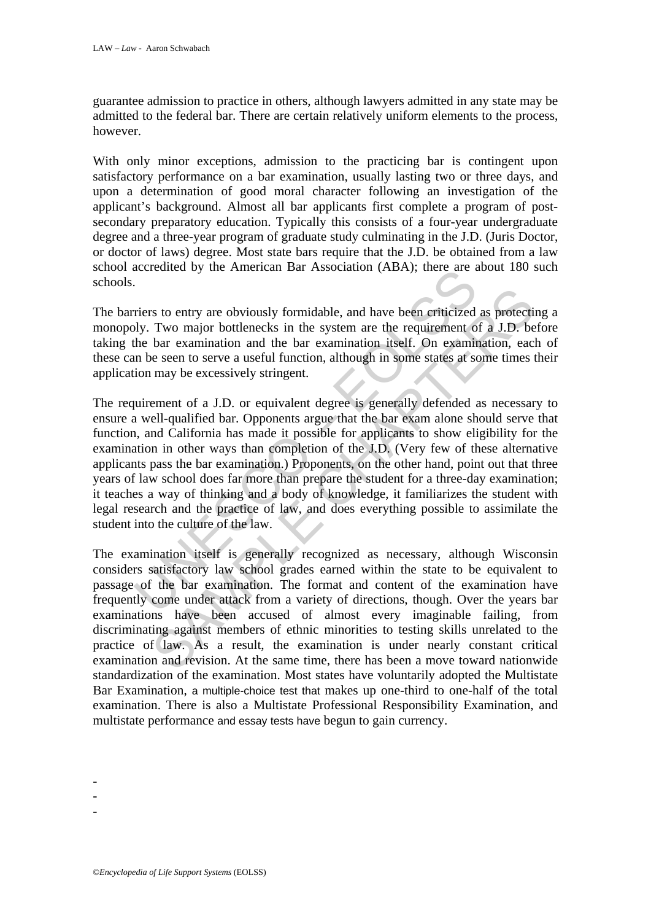guarantee admission to practice in others, although lawyers admitted in any state may be admitted to the federal bar. There are certain relatively uniform elements to the process, however.

With only minor exceptions, admission to the practicing bar is contingent upon satisfactory performance on a bar examination, usually lasting two or three days, and upon a determination of good moral character following an investigation of the applicant's background. Almost all bar applicants first complete a program of post-secondary preparatory education. Typically this consists of a four-year undergraduate degree and a three-year program of graduate study culminating in the J.D. (Juris Doctor, or doctor of laws) degree. Most state bars require that the J.D. be obtained from a law school accredited by the American Bar Association (ABA); there are about 180 such schools.

The barriers to entry are obviously formidable, and have been criticized as protecting a monopoly. Two major bottlenecks in the system are the requirement of a J.D. before taking the bar examination and the bar examination itself. On examination, each of these can be seen to serve a useful function, although in some states at some times their application may be excessively stringent.

The requirement of a J.D. or equivalent degree is generally defended as necessary to ensure a well-qualified bar. Opponents argue that the bar exam alone should serve that function, and California has made it possible for applicants to show eligibility for the examination in other ways than completion of the J.D. (Very few of these alternative applicants pass the bar examination.) Proponents, on the other hand, point out that three years of law school does far more than prepare the student for a three-day examination; it teaches a way of thinking and a body of knowledge, it familiarizes the student with legal research and the practice of law, and does everything possible to assimilate the student into the culture of the law.

The examination itself is generally recognized as necessary, although Wisconsin considers satisfactory law school grades earned within the state to be equivalent to passage of the bar examination. The format and content of the examination have frequently come under attack from a variety of directions, though. Over the years bar examinations have been accused of almost every imaginable failing, from discriminating against members of ethnic minorities to testing skills unrelated to the practice of law. As a result, the examination is under nearly constant critical examination and revision. At the same time, there has been a move toward nationwide standardization of the examination. Most states have voluntarily adopted the Multistate Bar Examination, a multiple-choice test that makes up one-third to one-half of the total examination. There is also a Multistate Professional Responsibility Examination, and multistate performance and essay tests have begun to gain currency.

-
-
-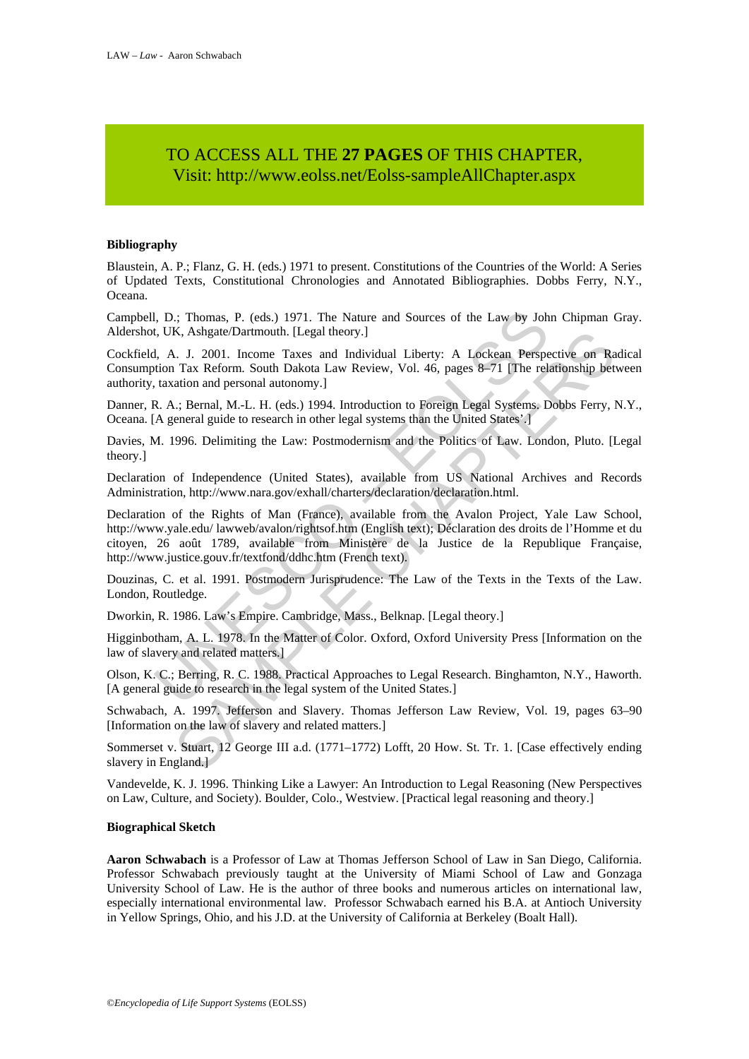TO ACCESS ALL THE **27 PAGES** OF THIS CHAPTER,
Visit: http://www.eolss.net/Eolss-sampleAllChapter.aspx

**Bibliography**

Blaustein, A. P.; Flanz, G. H. (eds.) 1971 to present. Constitutions of the Countries of the World: A Series of Updated Texts, Constitutional Chronologies and Annotated Bibliographies. Dobbs Ferry, N.Y., Oceana.

Campbell, D.; Thomas, P. (eds.) 1971. The Nature and Sources of the Law by John Chipman Gray. Aldershot, UK, Ashgate/Dartmouth. [Legal theory.]

Cockfield, A. J. 2001. Income Taxes and Individual Liberty: A Lockean Perspective on Radical Consumption Tax Reform. South Dakota Law Review, Vol. 46, pages 8–71 [The relationship between authority, taxation and personal autonomy.]

Danner, R. A.; Bernal, M.-L. H. (eds.) 1994. Introduction to Foreign Legal Systems. Dobbs Ferry, N.Y., Oceana. [A general guide to research in other legal systems than the United States'.]

Davies, M. 1996. Delimiting the Law: Postmodernism and the Politics of Law. London, Pluto. [Legal theory.]

Declaration of Independence (United States), available from US National Archives and Records Administration, http://www.nara.gov/exhall/charters/declaration/declaration.html.

Declaration of the Rights of Man (France), available from the Avalon Project, Yale Law School, http://www.yale.edu/ lawweb/avalon/rightsof.htm (English text); Déclaration des droits de l'Homme et du citoyen, 26 août 1789, available from Ministère de la Justice de la Republique Française, http://www.justice.gouv.fr/textfond/ddhc.htm (French text).

Douzinas, C. et al. 1991. Postmodern Jurisprudence: The Law of the Texts in the Texts of the Law. London, Routledge.

Dworkin, R. 1986. Law's Empire. Cambridge, Mass., Belknap. [Legal theory.]

Higginbotham, A. L. 1978. In the Matter of Color. Oxford, Oxford University Press [Information on the law of slavery and related matters.]

Olson, K. C.; Berring, R. C. 1988. Practical Approaches to Legal Research. Binghamton, N.Y., Haworth. [A general guide to research in the legal system of the United States.]

Schwabach, A. 1997. Jefferson and Slavery. Thomas Jefferson Law Review, Vol. 19, pages 63–90 [Information on the law of slavery and related matters.]

Sommerset v. Stuart, 12 George III a.d. (1771–1772) Lofft, 20 How. St. Tr. 1. [Case effectively ending slavery in England.]

Vandevelde, K. J. 1996. Thinking Like a Lawyer: An Introduction to Legal Reasoning (New Perspectives on Law, Culture, and Society). Boulder, Colo., Westview. [Practical legal reasoning and theory.]

**Biographical Sketch**

**Aaron Schwabach** is a Professor of Law at Thomas Jefferson School of Law in San Diego, California. Professor Schwabach previously taught at the University of Miami School of Law and Gonzaga University School of Law. He is the author of three books and numerous articles on international law, especially international environmental law. Professor Schwabach earned his B.A. at Antioch University in Yellow Springs, Ohio, and his J.D. at the University of California at Berkeley (Boalt Hall).